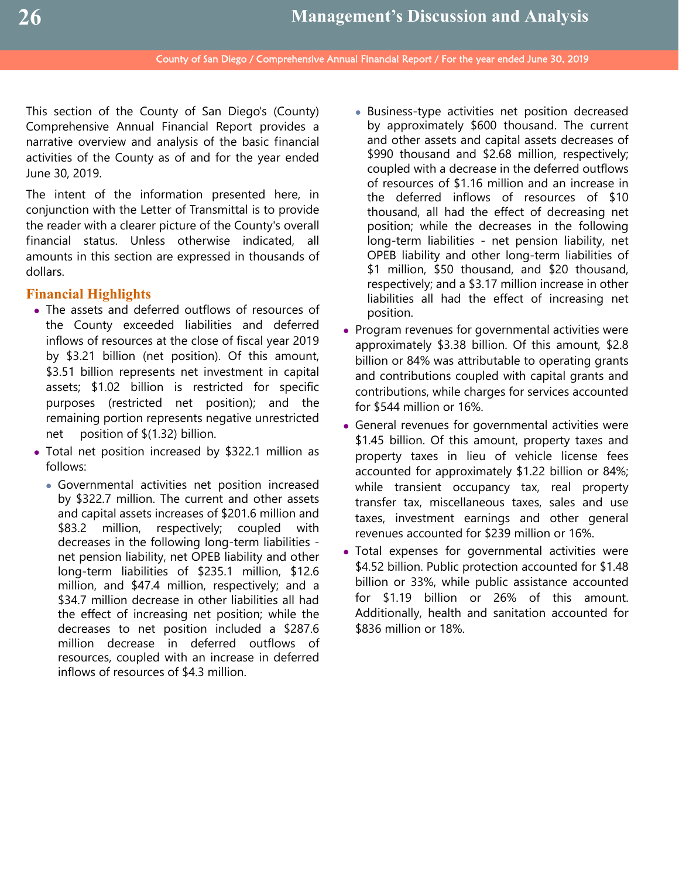# Management's Discussion and Analysis

This section of the County of San Diego's (County) Comprehensive Annual Financial Report provides a narrative overview and analysis of the basic financial activities of the County as of and for the year ended June 30, 2019.

The intent of the information presented here, in conjunction with the Letter of Transmittal is to provide the reader with a clearer picture of the County's overall financial status. Unless otherwise indicated, all amounts in this section are expressed in thousands of dollars.

## Financial Highlights

- The assets and deferred outflows of resources of the County exceeded liabilities and deferred inflows of resources at the close of fiscal year 2019 by $3.21 billion (net position). Of this amount, $3.51 billion represents net investment in capital assets; $1.02 billion is restricted for specific purposes (restricted net position); and the remaining portion represents negative unrestricted net position of $(1.32) billion.
- Total net position increased by $322.1 million as follows:
  - Governmental activities net position increased by $322.7 million. The current and other assets and capital assets increases of $201.6 million and $83.2 million, respectively; coupled with decreases in the following long-term liabilities - net pension liability, net OPEB liability and other long-term liabilities of $235.1 million, $12.6 million, and $47.4 million, respectively; and a $34.7 million decrease in other liabilities all had the effect of increasing net position; while the decreases to net position included a $287.6 million decrease in deferred outflows of resources, coupled with an increase in deferred inflows of resources of $4.3 million.
  - Business-type activities net position decreased by approximately $600 thousand. The current and other assets and capital assets decreases of $990 thousand and $2.68 million, respectively; coupled with a decrease in the deferred outflows of resources of $1.16 million and an increase in the deferred inflows of resources of $10 thousand, all had the effect of decreasing net position; while the decreases in the following long-term liabilities - net pension liability, net OPEB liability and other long-term liabilities of $1 million, $50 thousand, and $20 thousand, respectively; and a $3.17 million increase in other liabilities all had the effect of increasing net position.
- Program revenues for governmental activities were approximately $3.38 billion. Of this amount, $2.8 billion or 84% was attributable to operating grants and contributions coupled with capital grants and contributions, while charges for services accounted for $544 million or 16%.
- General revenues for governmental activities were $1.45 billion. Of this amount, property taxes and property taxes in lieu of vehicle license fees accounted for approximately $1.22 billion or 84%; while transient occupancy tax, real property transfer tax, miscellaneous taxes, sales and use taxes, investment earnings and other general revenues accounted for $239 million or 16%.
- Total expenses for governmental activities were $4.52 billion. Public protection accounted for $1.48 billion or 33%, while public assistance accounted for $1.19 billion or 26% of this amount. Additionally, health and sanitation accounted for $836 million or 18%.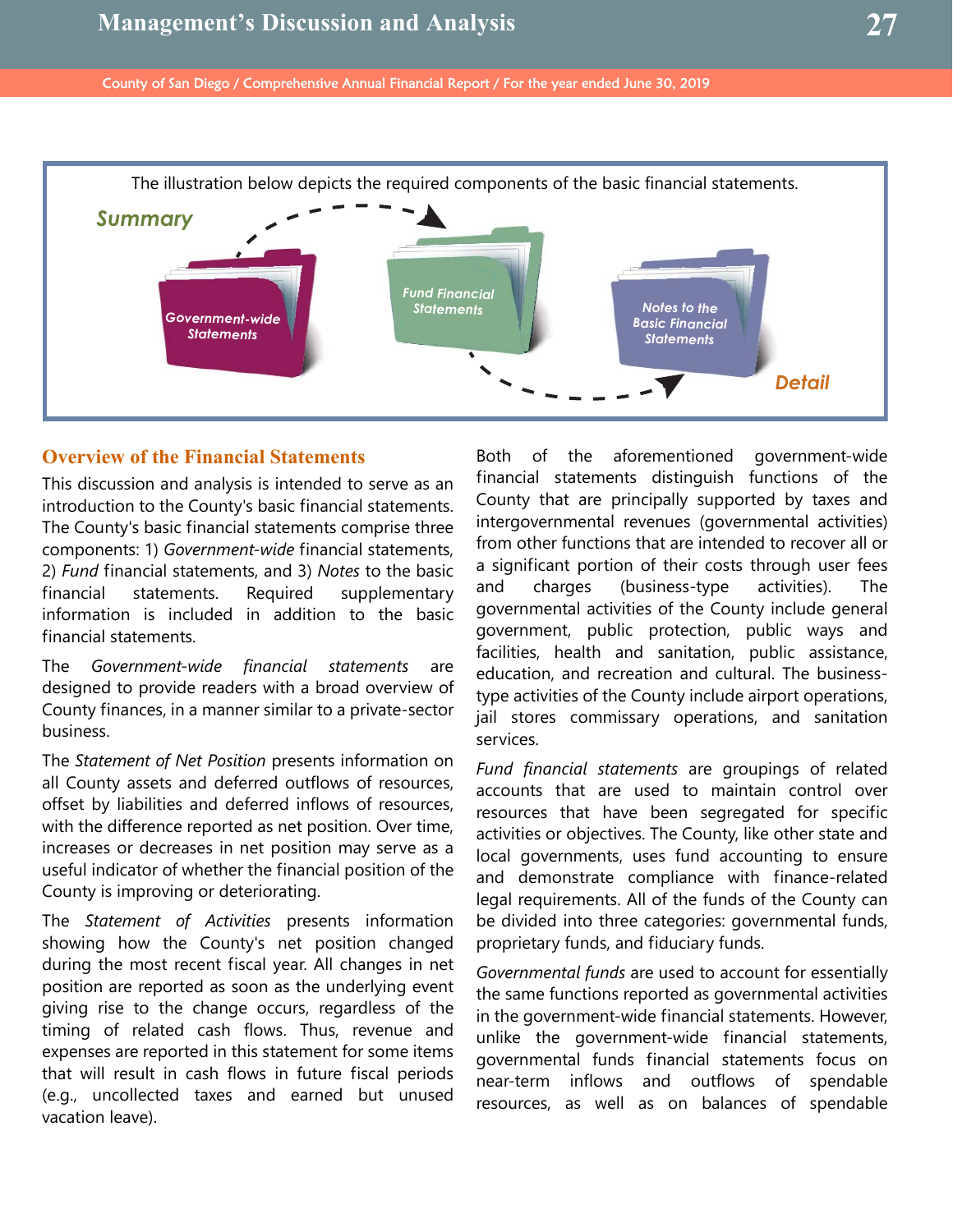The illustration below depicts the required components of the basic financial statements.

Summary — Government-wide Statements → Fund Financial Statements → Notes to the Basic Financial Statements — Detail

## Overview of the Financial Statements

This discussion and analysis is intended to serve as an introduction to the County's basic financial statements. The County's basic financial statements comprise three components: 1) *Government-wide* financial statements, 2) *Fund* financial statements, and 3) *Notes* to the basic financial statements. Required supplementary information is included in addition to the basic financial statements.

The *Government-wide financial statements* are designed to provide readers with a broad overview of County finances, in a manner similar to a private-sector business.

The *Statement of Net Position* presents information on all County assets and deferred outflows of resources, offset by liabilities and deferred inflows of resources, with the difference reported as net position. Over time, increases or decreases in net position may serve as a useful indicator of whether the financial position of the County is improving or deteriorating.

The *Statement of Activities* presents information showing how the County's net position changed during the most recent fiscal year. All changes in net position are reported as soon as the underlying event giving rise to the change occurs, regardless of the timing of related cash flows. Thus, revenue and expenses are reported in this statement for some items that will result in cash flows in future fiscal periods (e.g., uncollected taxes and earned but unused vacation leave).

Both of the aforementioned government-wide financial statements distinguish functions of the County that are principally supported by taxes and intergovernmental revenues (governmental activities) from other functions that are intended to recover all or a significant portion of their costs through user fees and charges (business-type activities). The governmental activities of the County include general government, public protection, public ways and facilities, health and sanitation, public assistance, education, and recreation and cultural. The business-type activities of the County include airport operations, jail stores commissary operations, and sanitation services.

*Fund financial statements* are groupings of related accounts that are used to maintain control over resources that have been segregated for specific activities or objectives. The County, like other state and local governments, uses fund accounting to ensure and demonstrate compliance with finance-related legal requirements. All of the funds of the County can be divided into three categories: governmental funds, proprietary funds, and fiduciary funds.

*Governmental funds* are used to account for essentially the same functions reported as governmental activities in the government-wide financial statements. However, unlike the government-wide financial statements, governmental funds financial statements focus on near-term inflows and outflows of spendable resources, as well as on balances of spendable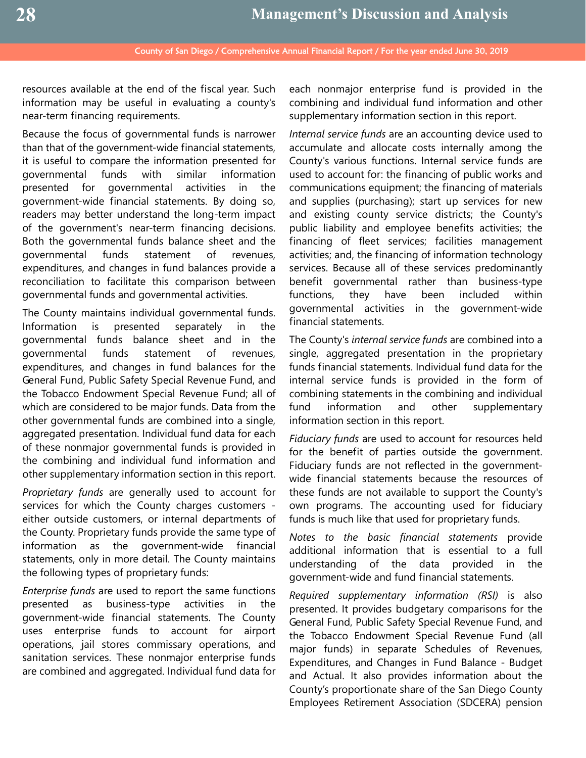resources available at the end of the fiscal year. Such information may be useful in evaluating a county's near-term financing requirements.

Because the focus of governmental funds is narrower than that of the government-wide financial statements, it is useful to compare the information presented for governmental funds with similar information presented for governmental activities in the government-wide financial statements. By doing so, readers may better understand the long-term impact of the government's near-term financing decisions. Both the governmental funds balance sheet and the governmental funds statement of revenues, expenditures, and changes in fund balances provide a reconciliation to facilitate this comparison between governmental funds and governmental activities.

The County maintains individual governmental funds. Information is presented separately in the governmental funds balance sheet and in the governmental funds statement of revenues, expenditures, and changes in fund balances for the General Fund, Public Safety Special Revenue Fund, and the Tobacco Endowment Special Revenue Fund; all of which are considered to be major funds. Data from the other governmental funds are combined into a single, aggregated presentation. Individual fund data for each of these nonmajor governmental funds is provided in the combining and individual fund information and other supplementary information section in this report.

*Proprietary funds* are generally used to account for services for which the County charges customers - either outside customers, or internal departments of the County. Proprietary funds provide the same type of information as the government-wide financial statements, only in more detail. The County maintains the following types of proprietary funds:

*Enterprise funds* are used to report the same functions presented as business-type activities in the government-wide financial statements. The County uses enterprise funds to account for airport operations, jail stores commissary operations, and sanitation services. These nonmajor enterprise funds are combined and aggregated. Individual fund data for each nonmajor enterprise fund is provided in the combining and individual fund information and other supplementary information section in this report.

*Internal service funds* are an accounting device used to accumulate and allocate costs internally among the County's various functions. Internal service funds are used to account for: the financing of public works and communications equipment; the financing of materials and supplies (purchasing); start up services for new and existing county service districts; the County's public liability and employee benefits activities; the financing of fleet services; facilities management activities; and, the financing of information technology services. Because all of these services predominantly benefit governmental rather than business-type functions, they have been included within governmental activities in the government-wide financial statements.

The County's *internal service funds* are combined into a single, aggregated presentation in the proprietary funds financial statements. Individual fund data for the internal service funds is provided in the form of combining statements in the combining and individual fund information and other supplementary information section in this report.

*Fiduciary funds* are used to account for resources held for the benefit of parties outside the government. Fiduciary funds are not reflected in the government-wide financial statements because the resources of these funds are not available to support the County's own programs. The accounting used for fiduciary funds is much like that used for proprietary funds.

*Notes to the basic financial statements* provide additional information that is essential to a full understanding of the data provided in the government-wide and fund financial statements.

*Required supplementary information (RSI)* is also presented. It provides budgetary comparisons for the General Fund, Public Safety Special Revenue Fund, and the Tobacco Endowment Special Revenue Fund (all major funds) in separate Schedules of Revenues, Expenditures, and Changes in Fund Balance - Budget and Actual. It also provides information about the County's proportionate share of the San Diego County Employees Retirement Association (SDCERA) pension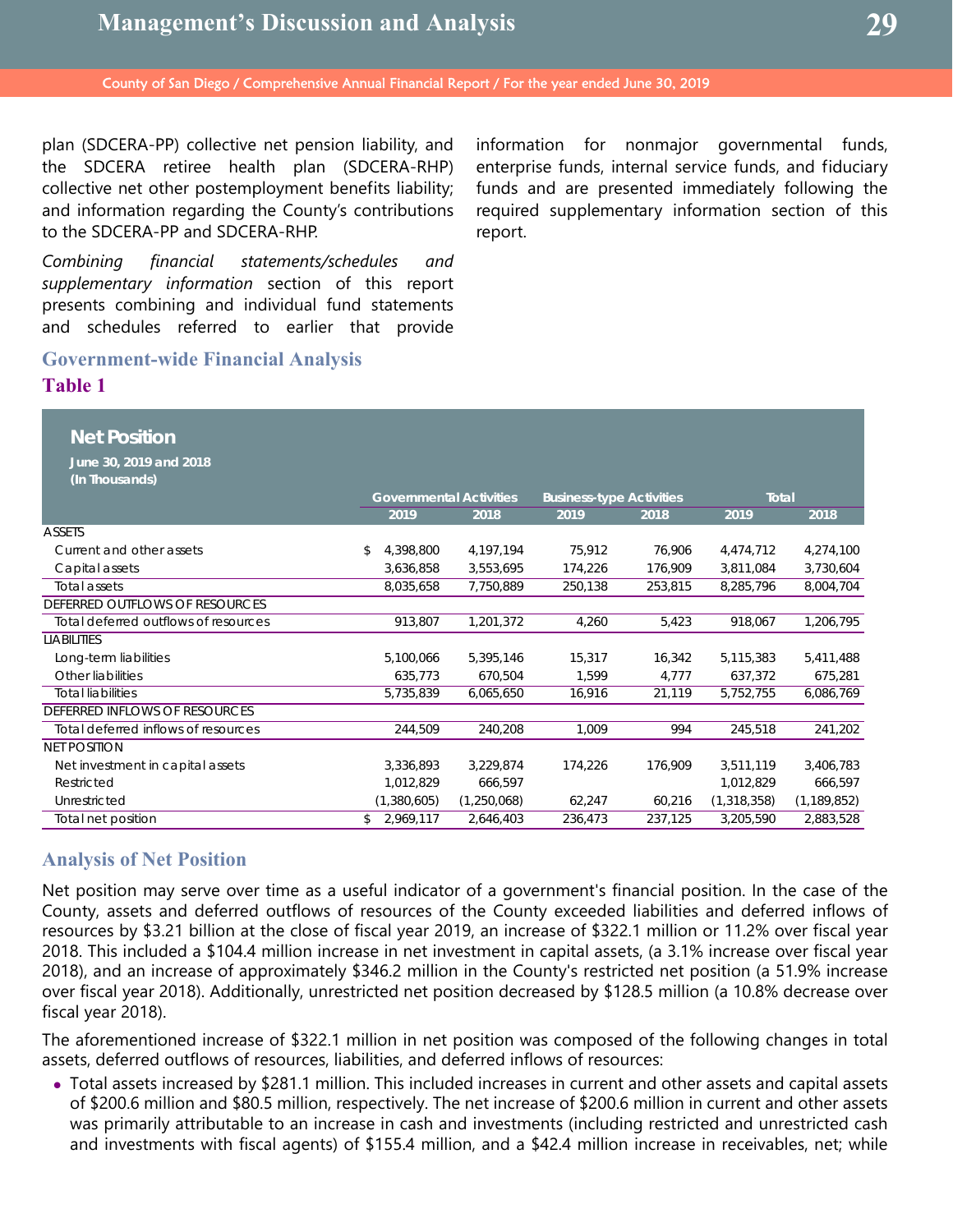plan (SDCERA-PP) collective net pension liability, and the SDCERA retiree health plan (SDCERA-RHP) collective net other postemployment benefits liability; and information regarding the County's contributions to the SDCERA-PP and SDCERA-RHP.

*Combining financial statements/schedules and supplementary information* section of this report presents combining and individual fund statements and schedules referred to earlier that provide information for nonmajor governmental funds, enterprise funds, internal service funds, and fiduciary funds and are presented immediately following the required supplementary information section of this report.

## Government-wide Financial Analysis

### Table 1

**Net Position**
**June 30, 2019 and 2018**
**(In Thousands)**

| | Governmental Activities | | Business-type Activities | | Total | |
|---|---|---|---|---|---|---|
| | 2019 | 2018 | 2019 | 2018 | 2019 | 2018 |
| ASSETS | | | | | | |
| Current and other assets | $ 4,398,800 | 4,197,194 | 75,912 | 76,906 | 4,474,712 | 4,274,100 |
| Capital assets | 3,636,858 | 3,553,695 | 174,226 | 176,909 | 3,811,084 | 3,730,604 |
| Total assets | 8,035,658 | 7,750,889 | 250,138 | 253,815 | 8,285,796 | 8,004,704 |
| DEFERRED OUTFLOWS OF RESOURCES | | | | | | |
| Total deferred outflows of resources | 913,807 | 1,201,372 | 4,260 | 5,423 | 918,067 | 1,206,795 |
| LIABILITIES | | | | | | |
| Long-term liabilities | 5,100,066 | 5,395,146 | 15,317 | 16,342 | 5,115,383 | 5,411,488 |
| Other liabilities | 635,773 | 670,504 | 1,599 | 4,777 | 637,372 | 675,281 |
| Total liabilities | 5,735,839 | 6,065,650 | 16,916 | 21,119 | 5,752,755 | 6,086,769 |
| DEFERRED INFLOWS OF RESOURCES | | | | | | |
| Total deferred inflows of resources | 244,509 | 240,208 | 1,009 | 994 | 245,518 | 241,202 |
| NET POSITION | | | | | | |
| Net investment in capital assets | 3,336,893 | 3,229,874 | 174,226 | 176,909 | 3,511,119 | 3,406,783 |
| Restricted | 1,012,829 | 666,597 | | | 1,012,829 | 666,597 |
| Unrestricted | (1,380,605) | (1,250,068) | 62,247 | 60,216 | (1,318,358) | (1,189,852) |
| Total net position | $ 2,969,117 | 2,646,403 | 236,473 | 237,125 | 3,205,590 | 2,883,528 |

## Analysis of Net Position

Net position may serve over time as a useful indicator of a government's financial position. In the case of the County, assets and deferred outflows of resources of the County exceeded liabilities and deferred inflows of resources by $3.21 billion at the close of fiscal year 2019, an increase of $322.1 million or 11.2% over fiscal year 2018. This included a $104.4 million increase in net investment in capital assets, (a 3.1% increase over fiscal year 2018), and an increase of approximately $346.2 million in the County's restricted net position (a 51.9% increase over fiscal year 2018). Additionally, unrestricted net position decreased by $128.5 million (a 10.8% decrease over fiscal year 2018).

The aforementioned increase of $322.1 million in net position was composed of the following changes in total assets, deferred outflows of resources, liabilities, and deferred inflows of resources:

- Total assets increased by $281.1 million. This included increases in current and other assets and capital assets of $200.6 million and $80.5 million, respectively. The net increase of $200.6 million in current and other assets was primarily attributable to an increase in cash and investments (including restricted and unrestricted cash and investments with fiscal agents) of $155.4 million, and a $42.4 million increase in receivables, net; while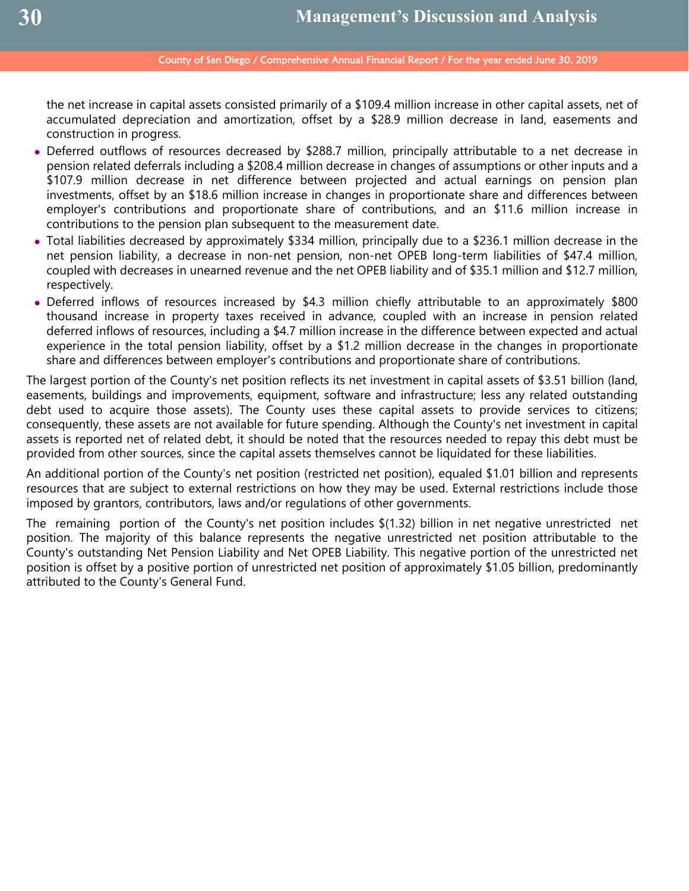the net increase in capital assets consisted primarily of a $109.4 million increase in other capital assets, net of accumulated depreciation and amortization, offset by a $28.9 million decrease in land, easements and construction in progress.

- Deferred outflows of resources decreased by $288.7 million, principally attributable to a net decrease in pension related deferrals including a $208.4 million decrease in changes of assumptions or other inputs and a $107.9 million decrease in net difference between projected and actual earnings on pension plan investments, offset by an $18.6 million increase in changes in proportionate share and differences between employer's contributions and proportionate share of contributions, and an $11.6 million increase in contributions to the pension plan subsequent to the measurement date.
- Total liabilities decreased by approximately $334 million, principally due to a $236.1 million decrease in the net pension liability, a decrease in non-net pension, non-net OPEB long-term liabilities of $47.4 million, coupled with decreases in unearned revenue and the net OPEB liability and of $35.1 million and $12.7 million, respectively.
- Deferred inflows of resources increased by $4.3 million chiefly attributable to an approximately $800 thousand increase in property taxes received in advance, coupled with an increase in pension related deferred inflows of resources, including a $4.7 million increase in the difference between expected and actual experience in the total pension liability, offset by a $1.2 million decrease in the changes in proportionate share and differences between employer's contributions and proportionate share of contributions.

The largest portion of the County's net position reflects its net investment in capital assets of $3.51 billion (land, easements, buildings and improvements, equipment, software and infrastructure; less any related outstanding debt used to acquire those assets). The County uses these capital assets to provide services to citizens; consequently, these assets are not available for future spending. Although the County's net investment in capital assets is reported net of related debt, it should be noted that the resources needed to repay this debt must be provided from other sources, since the capital assets themselves cannot be liquidated for these liabilities.

An additional portion of the County's net position (restricted net position), equaled $1.01 billion and represents resources that are subject to external restrictions on how they may be used. External restrictions include those imposed by grantors, contributors, laws and/or regulations of other governments.

The remaining portion of the County's net position includes $(1.32) billion in net negative unrestricted net position. The majority of this balance represents the negative unrestricted net position attributable to the County's outstanding Net Pension Liability and Net OPEB Liability. This negative portion of the unrestricted net position is offset by a positive portion of unrestricted net position of approximately $1.05 billion, predominantly attributed to the County's General Fund.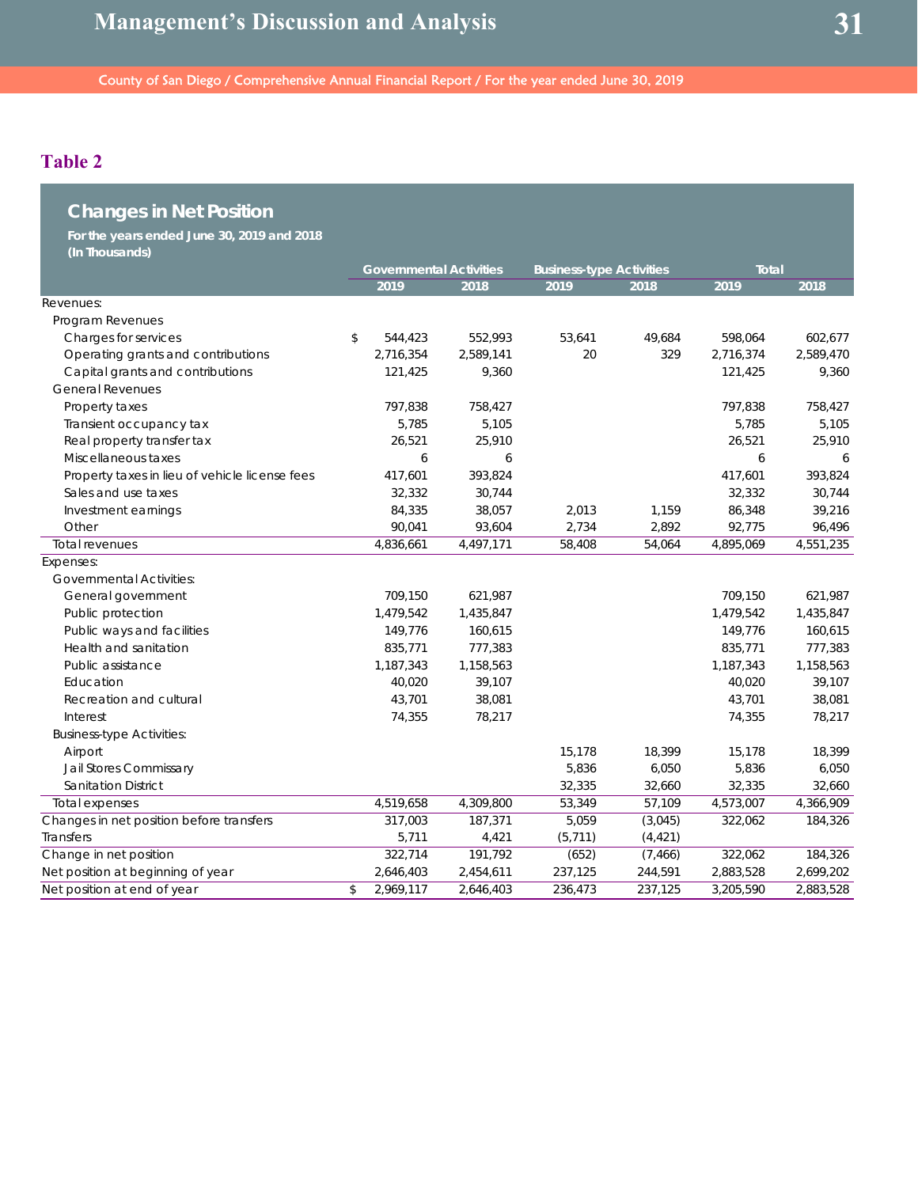## Table 2

### Changes in Net Position

**For the years ended June 30, 2019 and 2018**
**(In Thousands)**

| | Governmental Activities | | Business-type Activities | | Total | |
|---|---|---|---|---|---|---|
| | 2019 | 2018 | 2019 | 2018 | 2019 | 2018 |
| Revenues: | | | | | | |
| Program Revenues | | | | | | |
| Charges for services | $ 544,423 | 552,993 | 53,641 | 49,684 | 598,064 | 602,677 |
| Operating grants and contributions | 2,716,354 | 2,589,141 | 20 | 329 | 2,716,374 | 2,589,470 |
| Capital grants and contributions | 121,425 | 9,360 | | | 121,425 | 9,360 |
| General Revenues | | | | | | |
| Property taxes | 797,838 | 758,427 | | | 797,838 | 758,427 |
| Transient occupancy tax | 5,785 | 5,105 | | | 5,785 | 5,105 |
| Real property transfer tax | 26,521 | 25,910 | | | 26,521 | 25,910 |
| Miscellaneous taxes | 6 | 6 | | | 6 | 6 |
| Property taxes in lieu of vehicle license fees | 417,601 | 393,824 | | | 417,601 | 393,824 |
| Sales and use taxes | 32,332 | 30,744 | | | 32,332 | 30,744 |
| Investment earnings | 84,335 | 38,057 | 2,013 | 1,159 | 86,348 | 39,216 |
| Other | 90,041 | 93,604 | 2,734 | 2,892 | 92,775 | 96,496 |
| Total revenues | 4,836,661 | 4,497,171 | 58,408 | 54,064 | 4,895,069 | 4,551,235 |
| Expenses: | | | | | | |
| Governmental Activities: | | | | | | |
| General government | 709,150 | 621,987 | | | 709,150 | 621,987 |
| Public protection | 1,479,542 | 1,435,847 | | | 1,479,542 | 1,435,847 |
| Public ways and facilities | 149,776 | 160,615 | | | 149,776 | 160,615 |
| Health and sanitation | 835,771 | 777,383 | | | 835,771 | 777,383 |
| Public assistance | 1,187,343 | 1,158,563 | | | 1,187,343 | 1,158,563 |
| Education | 40,020 | 39,107 | | | 40,020 | 39,107 |
| Recreation and cultural | 43,701 | 38,081 | | | 43,701 | 38,081 |
| Interest | 74,355 | 78,217 | | | 74,355 | 78,217 |
| Business-type Activities: | | | | | | |
| Airport | | | 15,178 | 18,399 | 15,178 | 18,399 |
| Jail Stores Commissary | | | 5,836 | 6,050 | 5,836 | 6,050 |
| Sanitation District | | | 32,335 | 32,660 | 32,335 | 32,660 |
| Total expenses | 4,519,658 | 4,309,800 | 53,349 | 57,109 | 4,573,007 | 4,366,909 |
| Changes in net position before transfers | 317,003 | 187,371 | 5,059 | (3,045) | 322,062 | 184,326 |
| Transfers | 5,711 | 4,421 | (5,711) | (4,421) | | |
| Change in net position | 322,714 | 191,792 | (652) | (7,466) | 322,062 | 184,326 |
| Net position at beginning of year | 2,646,403 | 2,454,611 | 237,125 | 244,591 | 2,883,528 | 2,699,202 |
| Net position at end of year | $ 2,969,117 | 2,646,403 | 236,473 | 237,125 | 3,205,590 | 2,883,528 |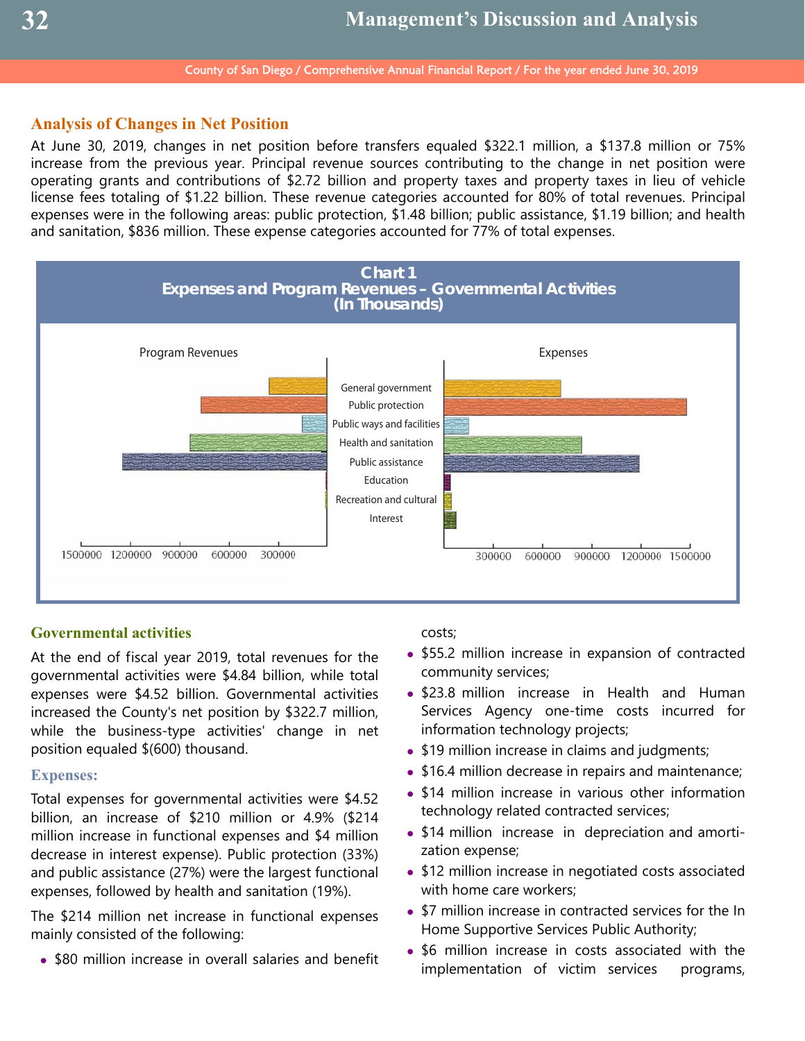## Analysis of Changes in Net Position

At June 30, 2019, changes in net position before transfers equaled $322.1 million, a $137.8 million or 75% increase from the previous year. Principal revenue sources contributing to the change in net position were operating grants and contributions of $2.72 billion and property taxes and property taxes in lieu of vehicle license fees totaling of $1.22 billion. These revenue categories accounted for 80% of total revenues. Principal expenses were in the following areas: public protection, $1.48 billion; public assistance, $1.19 billion; and health and sanitation, $836 million. These expense categories accounted for 77% of total expenses.

**Chart 1**
**Expenses and Program Revenues – Governmental Activities**
**(In Thousands)**

Program Revenues | Expenses

General government
Public protection
Public ways and facilities
Health and sanitation
Public assistance
Education
Recreation and cultural
Interest

1500000 1200000 900000 600000 300000 | 300000 600000 900000 1200000 1500000

### Governmental activities

At the end of fiscal year 2019, total revenues for the governmental activities were $4.84 billion, while total expenses were $4.52 billion. Governmental activities increased the County's net position by $322.7 million, while the business-type activities' change in net position equaled $(600) thousand.

#### Expenses:

Total expenses for governmental activities were $4.52 billion, an increase of $210 million or 4.9% ($214 million increase in functional expenses and $4 million decrease in interest expense). Public protection (33%) and public assistance (27%) were the largest functional expenses, followed by health and sanitation (19%).

The $214 million net increase in functional expenses mainly consisted of the following:

- $80 million increase in overall salaries and benefit costs;
- $55.2 million increase in expansion of contracted community services;
- $23.8 million increase in Health and Human Services Agency one-time costs incurred for information technology projects;
- $19 million increase in claims and judgments;
- $16.4 million decrease in repairs and maintenance;
- $14 million increase in various other information technology related contracted services;
- $14 million increase in depreciation and amortization expense;
- $12 million increase in negotiated costs associated with home care workers;
- $7 million increase in contracted services for the In Home Supportive Services Public Authority;
- $6 million increase in costs associated with the implementation of victim services programs,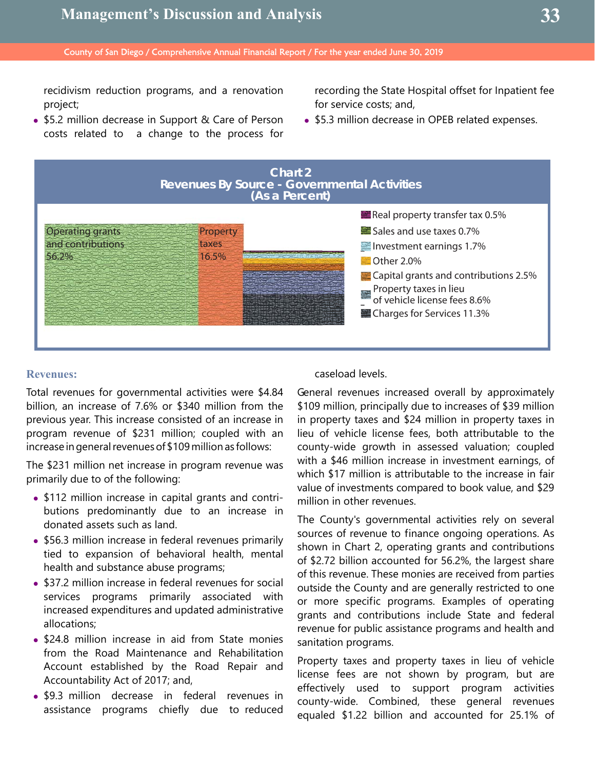recidivism reduction programs, and a renovation project;

- $5.2 million decrease in Support & Care of Person costs related to a change to the process for recording the State Hospital offset for Inpatient fee for service costs; and,
- $5.3 million decrease in OPEB related expenses.

**Chart 2**
**Revenues By Source - Governmental Activities**
**(As a Percent)**

| Source | Percent |
|---|---|
| Operating grants and contributions | 56.2% |
| Property taxes | 16.5% |
| Charges for Services | 11.3% |
| Property taxes in lieu of vehicle license fees | 8.6% |
| Capital grants and contributions | 2.5% |
| Other | 2.0% |
| Investment earnings | 1.7% |
| Sales and use taxes | 0.7% |
| Real property transfer tax | 0.5% |

## Revenues:

Total revenues for governmental activities were $4.84 billion, an increase of 7.6% or $340 million from the previous year. This increase consisted of an increase in program revenue of $231 million; coupled with an increase in general revenues of $109 million as follows:

The $231 million net increase in program revenue was primarily due to of the following:

- $112 million increase in capital grants and contributions predominantly due to an increase in donated assets such as land.
- $56.3 million increase in federal revenues primarily tied to expansion of behavioral health, mental health and substance abuse programs;
- $37.2 million increase in federal revenues for social services programs primarily associated with increased expenditures and updated administrative allocations;
- $24.8 million increase in aid from State monies from the Road Maintenance and Rehabilitation Account established by the Road Repair and Accountability Act of 2017; and,
- $9.3 million decrease in federal revenues in assistance programs chiefly due to reduced caseload levels.

General revenues increased overall by approximately $109 million, principally due to increases of $39 million in property taxes and $24 million in property taxes in lieu of vehicle license fees, both attributable to the county-wide growth in assessed valuation; coupled with a $46 million increase in investment earnings, of which $17 million is attributable to the increase in fair value of investments compared to book value, and $29 million in other revenues.

The County's governmental activities rely on several sources of revenue to finance ongoing operations. As shown in Chart 2, operating grants and contributions of $2.72 billion accounted for 56.2%, the largest share of this revenue. These monies are received from parties outside the County and are generally restricted to one or more specific programs. Examples of operating grants and contributions include State and federal revenue for public assistance programs and health and sanitation programs.

Property taxes and property taxes in lieu of vehicle license fees are not shown by program, but are effectively used to support program activities county-wide. Combined, these general revenues equaled $1.22 billion and accounted for 25.1% of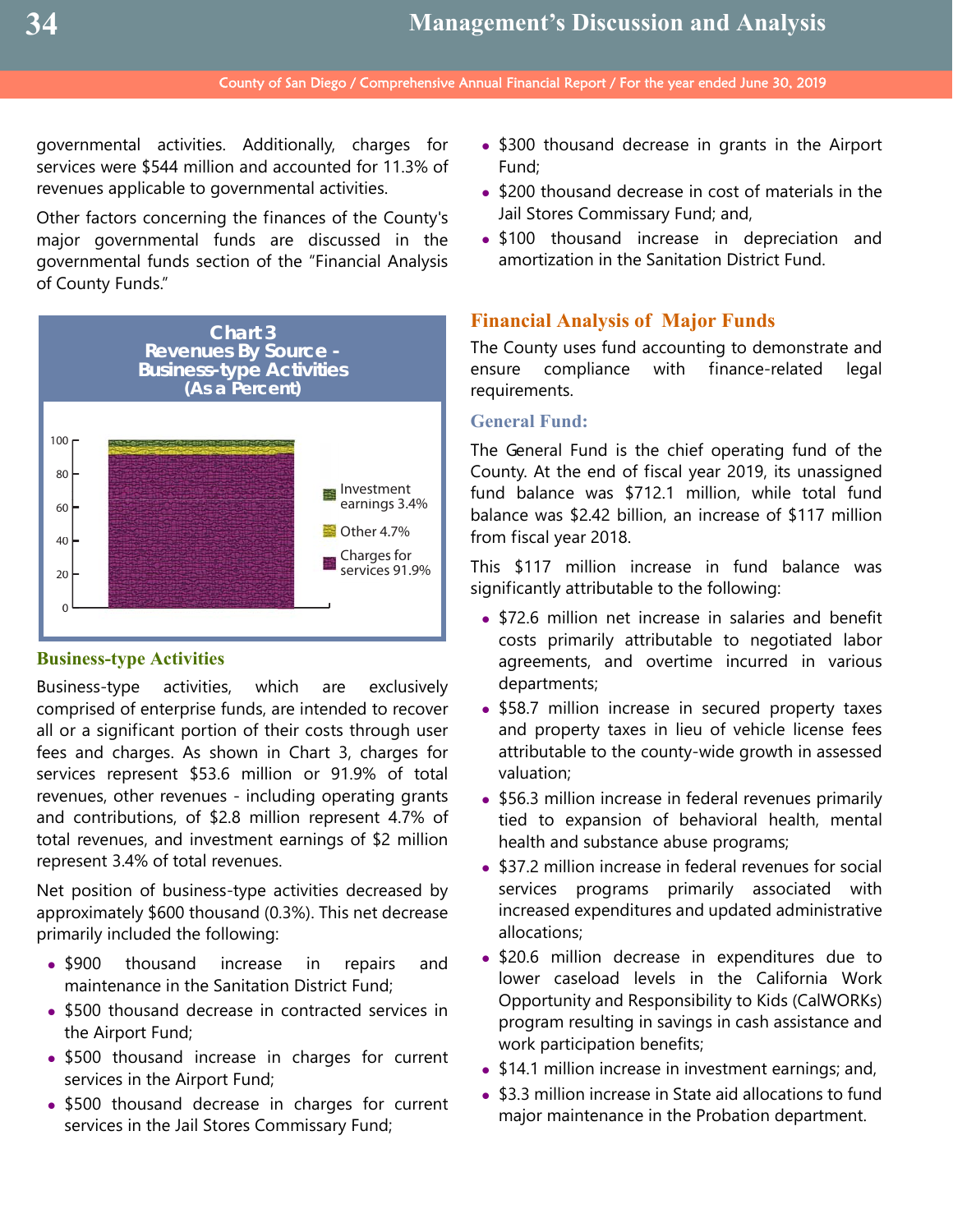governmental activities. Additionally, charges for services were $544 million and accounted for 11.3% of revenues applicable to governmental activities.

Other factors concerning the finances of the County's major governmental funds are discussed in the governmental funds section of the "Financial Analysis of County Funds."

**Chart 3**
**Revenues By Source - Business-type Activities**
**(As a Percent)**

- Investment earnings 3.4%
- Other 4.7%
- Charges for services 91.9%

### Business-type Activities

Business-type activities, which are exclusively comprised of enterprise funds, are intended to recover all or a significant portion of their costs through user fees and charges. As shown in Chart 3, charges for services represent $53.6 million or 91.9% of total revenues, other revenues - including operating grants and contributions, of $2.8 million represent 4.7% of total revenues, and investment earnings of $2 million represent 3.4% of total revenues.

Net position of business-type activities decreased by approximately $600 thousand (0.3%). This net decrease primarily included the following:

- $900 thousand increase in repairs and maintenance in the Sanitation District Fund;
- $500 thousand decrease in contracted services in the Airport Fund;
- $500 thousand increase in charges for current services in the Airport Fund;
- $500 thousand decrease in charges for current services in the Jail Stores Commissary Fund;
- $300 thousand decrease in grants in the Airport Fund;
- $200 thousand decrease in cost of materials in the Jail Stores Commissary Fund; and,
- $100 thousand increase in depreciation and amortization in the Sanitation District Fund.

## Financial Analysis of Major Funds

The County uses fund accounting to demonstrate and ensure compliance with finance-related legal requirements.

### General Fund:

The General Fund is the chief operating fund of the County. At the end of fiscal year 2019, its unassigned fund balance was $712.1 million, while total fund balance was $2.42 billion, an increase of $117 million from fiscal year 2018.

This $117 million increase in fund balance was significantly attributable to the following:

- $72.6 million net increase in salaries and benefit costs primarily attributable to negotiated labor agreements, and overtime incurred in various departments;
- $58.7 million increase in secured property taxes and property taxes in lieu of vehicle license fees attributable to the county-wide growth in assessed valuation;
- $56.3 million increase in federal revenues primarily tied to expansion of behavioral health, mental health and substance abuse programs;
- $37.2 million increase in federal revenues for social services programs primarily associated with increased expenditures and updated administrative allocations;
- $20.6 million decrease in expenditures due to lower caseload levels in the California Work Opportunity and Responsibility to Kids (CalWORKs) program resulting in savings in cash assistance and work participation benefits;
- $14.1 million increase in investment earnings; and,
- $3.3 million increase in State aid allocations to fund major maintenance in the Probation department.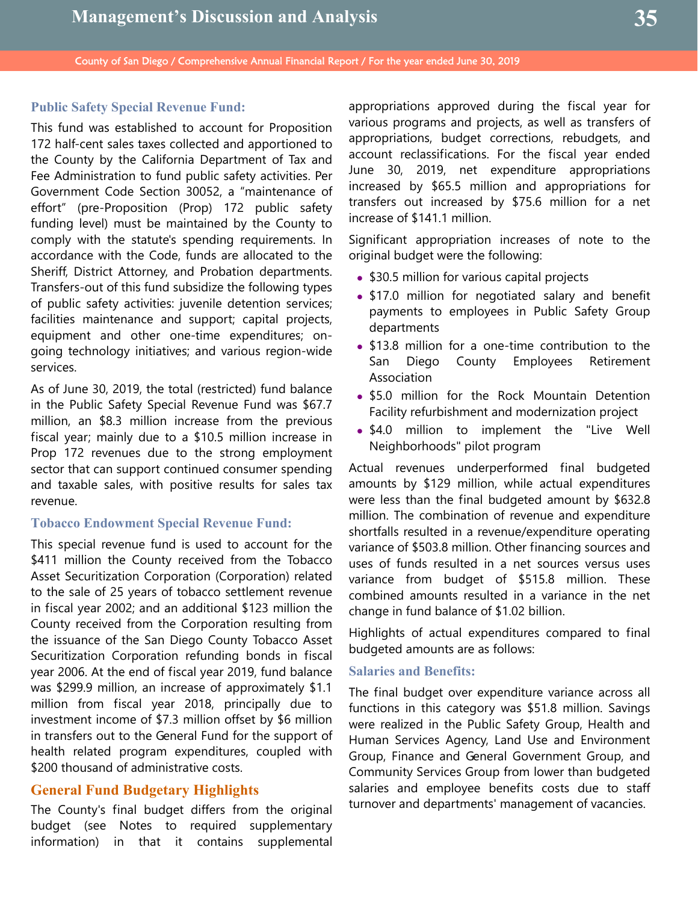### Public Safety Special Revenue Fund:

This fund was established to account for Proposition 172 half-cent sales taxes collected and apportioned to the County by the California Department of Tax and Fee Administration to fund public safety activities. Per Government Code Section 30052, a "maintenance of effort" (pre-Proposition (Prop) 172 public safety funding level) must be maintained by the County to comply with the statute's spending requirements. In accordance with the Code, funds are allocated to the Sheriff, District Attorney, and Probation departments. Transfers-out of this fund subsidize the following types of public safety activities: juvenile detention services; facilities maintenance and support; capital projects, equipment and other one-time expenditures; on-going technology initiatives; and various region-wide services.

As of June 30, 2019, the total (restricted) fund balance in the Public Safety Special Revenue Fund was $67.7 million, an $8.3 million increase from the previous fiscal year; mainly due to a $10.5 million increase in Prop 172 revenues due to the strong employment sector that can support continued consumer spending and taxable sales, with positive results for sales tax revenue.

### Tobacco Endowment Special Revenue Fund:

This special revenue fund is used to account for the $411 million the County received from the Tobacco Asset Securitization Corporation (Corporation) related to the sale of 25 years of tobacco settlement revenue in fiscal year 2002; and an additional $123 million the County received from the Corporation resulting from the issuance of the San Diego County Tobacco Asset Securitization Corporation refunding bonds in fiscal year 2006. At the end of fiscal year 2019, fund balance was $299.9 million, an increase of approximately $1.1 million from fiscal year 2018, principally due to investment income of $7.3 million offset by $6 million in transfers out to the General Fund for the support of health related program expenditures, coupled with $200 thousand of administrative costs.

## General Fund Budgetary Highlights

The County's final budget differs from the original budget (see Notes to required supplementary information) in that it contains supplemental appropriations approved during the fiscal year for various programs and projects, as well as transfers of appropriations, budget corrections, rebudgets, and account reclassifications. For the fiscal year ended June 30, 2019, net expenditure appropriations increased by $65.5 million and appropriations for transfers out increased by $75.6 million for a net increase of $141.1 million.

Significant appropriation increases of note to the original budget were the following:

- $30.5 million for various capital projects
- $17.0 million for negotiated salary and benefit payments to employees in Public Safety Group departments
- $13.8 million for a one-time contribution to the San Diego County Employees Retirement Association
- $5.0 million for the Rock Mountain Detention Facility refurbishment and modernization project
- $4.0 million to implement the "Live Well Neighborhoods" pilot program

Actual revenues underperformed final budgeted amounts by $129 million, while actual expenditures were less than the final budgeted amount by $632.8 million. The combination of revenue and expenditure shortfalls resulted in a revenue/expenditure operating variance of $503.8 million. Other financing sources and uses of funds resulted in a net sources versus uses variance from budget of $515.8 million. These combined amounts resulted in a variance in the net change in fund balance of $1.02 billion.

Highlights of actual expenditures compared to final budgeted amounts are as follows:

### Salaries and Benefits:

The final budget over expenditure variance across all functions in this category was $51.8 million. Savings were realized in the Public Safety Group, Health and Human Services Agency, Land Use and Environment Group, Finance and General Government Group, and Community Services Group from lower than budgeted salaries and employee benefits costs due to staff turnover and departments' management of vacancies.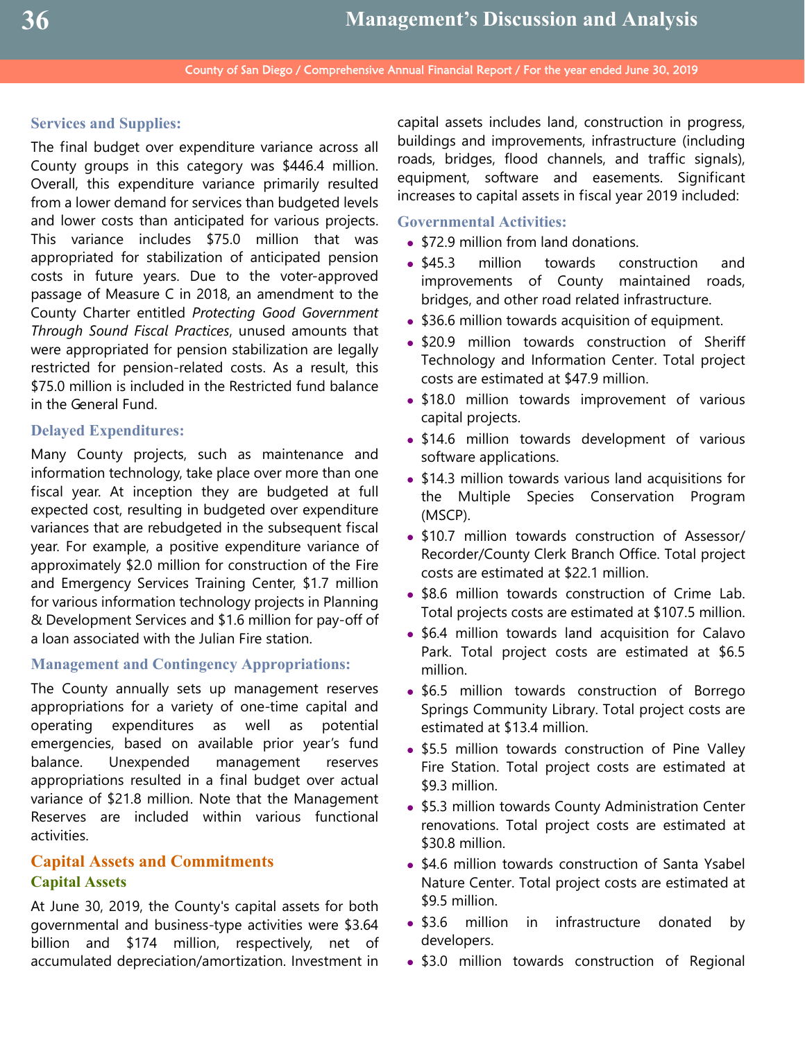### Services and Supplies:

The final budget over expenditure variance across all County groups in this category was $446.4 million. Overall, this expenditure variance primarily resulted from a lower demand for services than budgeted levels and lower costs than anticipated for various projects. This variance includes $75.0 million that was appropriated for stabilization of anticipated pension costs in future years. Due to the voter-approved passage of Measure C in 2018, an amendment to the County Charter entitled *Protecting Good Government Through Sound Fiscal Practices*, unused amounts that were appropriated for pension stabilization are legally restricted for pension-related costs. As a result, this $75.0 million is included in the Restricted fund balance in the General Fund.

### Delayed Expenditures:

Many County projects, such as maintenance and information technology, take place over more than one fiscal year. At inception they are budgeted at full expected cost, resulting in budgeted over expenditure variances that are rebudgeted in the subsequent fiscal year. For example, a positive expenditure variance of approximately $2.0 million for construction of the Fire and Emergency Services Training Center, $1.7 million for various information technology projects in Planning & Development Services and $1.6 million for pay-off of a loan associated with the Julian Fire station.

### Management and Contingency Appropriations:

The County annually sets up management reserves appropriations for a variety of one-time capital and operating expenditures as well as potential emergencies, based on available prior year's fund balance. Unexpended management reserves appropriations resulted in a final budget over actual variance of $21.8 million. Note that the Management Reserves are included within various functional activities.

## Capital Assets and Commitments

### Capital Assets

At June 30, 2019, the County's capital assets for both governmental and business-type activities were $3.64 billion and $174 million, respectively, net of accumulated depreciation/amortization. Investment in capital assets includes land, construction in progress, buildings and improvements, infrastructure (including roads, bridges, flood channels, and traffic signals), equipment, software and easements. Significant increases to capital assets in fiscal year 2019 included:

### Governmental Activities:

- $72.9 million from land donations.
- $45.3 million towards construction and improvements of County maintained roads, bridges, and other road related infrastructure.
- $36.6 million towards acquisition of equipment.
- $20.9 million towards construction of Sheriff Technology and Information Center. Total project costs are estimated at $47.9 million.
- $18.0 million towards improvement of various capital projects.
- $14.6 million towards development of various software applications.
- $14.3 million towards various land acquisitions for the Multiple Species Conservation Program (MSCP).
- $10.7 million towards construction of Assessor/Recorder/County Clerk Branch Office. Total project costs are estimated at $22.1 million.
- $8.6 million towards construction of Crime Lab. Total projects costs are estimated at $107.5 million.
- $6.4 million towards land acquisition for Calavo Park. Total project costs are estimated at $6.5 million.
- $6.5 million towards construction of Borrego Springs Community Library. Total project costs are estimated at $13.4 million.
- $5.5 million towards construction of Pine Valley Fire Station. Total project costs are estimated at $9.3 million.
- $5.3 million towards County Administration Center renovations. Total project costs are estimated at $30.8 million.
- $4.6 million towards construction of Santa Ysabel Nature Center. Total project costs are estimated at $9.5 million.
- $3.6 million in infrastructure donated by developers.
- $3.0 million towards construction of Regional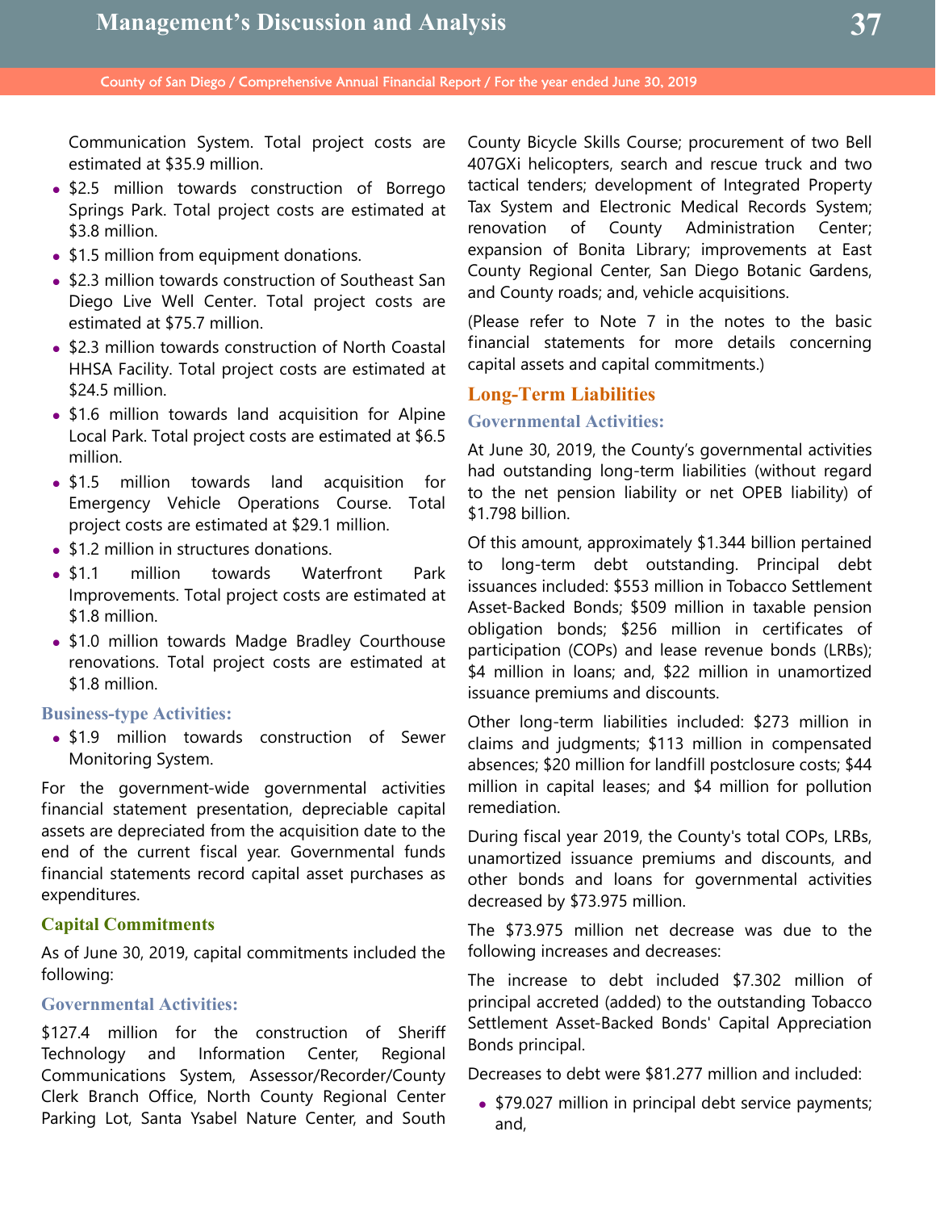Communication System. Total project costs are estimated at $35.9 million.

- $2.5 million towards construction of Borrego Springs Park. Total project costs are estimated at $3.8 million.
- $1.5 million from equipment donations.
- $2.3 million towards construction of Southeast San Diego Live Well Center. Total project costs are estimated at $75.7 million.
- $2.3 million towards construction of North Coastal HHSA Facility. Total project costs are estimated at $24.5 million.
- $1.6 million towards land acquisition for Alpine Local Park. Total project costs are estimated at $6.5 million.
- $1.5 million towards land acquisition for Emergency Vehicle Operations Course. Total project costs are estimated at $29.1 million.
- $1.2 million in structures donations.
- $1.1 million towards Waterfront Park Improvements. Total project costs are estimated at $1.8 million.
- $1.0 million towards Madge Bradley Courthouse renovations. Total project costs are estimated at $1.8 million.

### Business-type Activities:

- $1.9 million towards construction of Sewer Monitoring System.

For the government-wide governmental activities financial statement presentation, depreciable capital assets are depreciated from the acquisition date to the end of the current fiscal year. Governmental funds financial statements record capital asset purchases as expenditures.

## Capital Commitments

As of June 30, 2019, capital commitments included the following:

### Governmental Activities:

$127.4 million for the construction of Sheriff Technology and Information Center, Regional Communications System, Assessor/Recorder/County Clerk Branch Office, North County Regional Center Parking Lot, Santa Ysabel Nature Center, and South County Bicycle Skills Course; procurement of two Bell 407GXi helicopters, search and rescue truck and two tactical tenders; development of Integrated Property Tax System and Electronic Medical Records System; renovation of County Administration Center; expansion of Bonita Library; improvements at East County Regional Center, San Diego Botanic Gardens, and County roads; and, vehicle acquisitions.

(Please refer to Note 7 in the notes to the basic financial statements for more details concerning capital assets and capital commitments.)

## Long-Term Liabilities

### Governmental Activities:

At June 30, 2019, the County's governmental activities had outstanding long-term liabilities (without regard to the net pension liability or net OPEB liability) of $1.798 billion.

Of this amount, approximately $1.344 billion pertained to long-term debt outstanding. Principal debt issuances included: $553 million in Tobacco Settlement Asset-Backed Bonds; $509 million in taxable pension obligation bonds; $256 million in certificates of participation (COPs) and lease revenue bonds (LRBs); $4 million in loans; and, $22 million in unamortized issuance premiums and discounts.

Other long-term liabilities included: $273 million in claims and judgments; $113 million in compensated absences; $20 million for landfill postclosure costs; $44 million in capital leases; and $4 million for pollution remediation.

During fiscal year 2019, the County's total COPs, LRBs, unamortized issuance premiums and discounts, and other bonds and loans for governmental activities decreased by $73.975 million.

The $73.975 million net decrease was due to the following increases and decreases:

The increase to debt included $7.302 million of principal accreted (added) to the outstanding Tobacco Settlement Asset-Backed Bonds' Capital Appreciation Bonds principal.

Decreases to debt were $81.277 million and included:

- $79.027 million in principal debt service payments; and,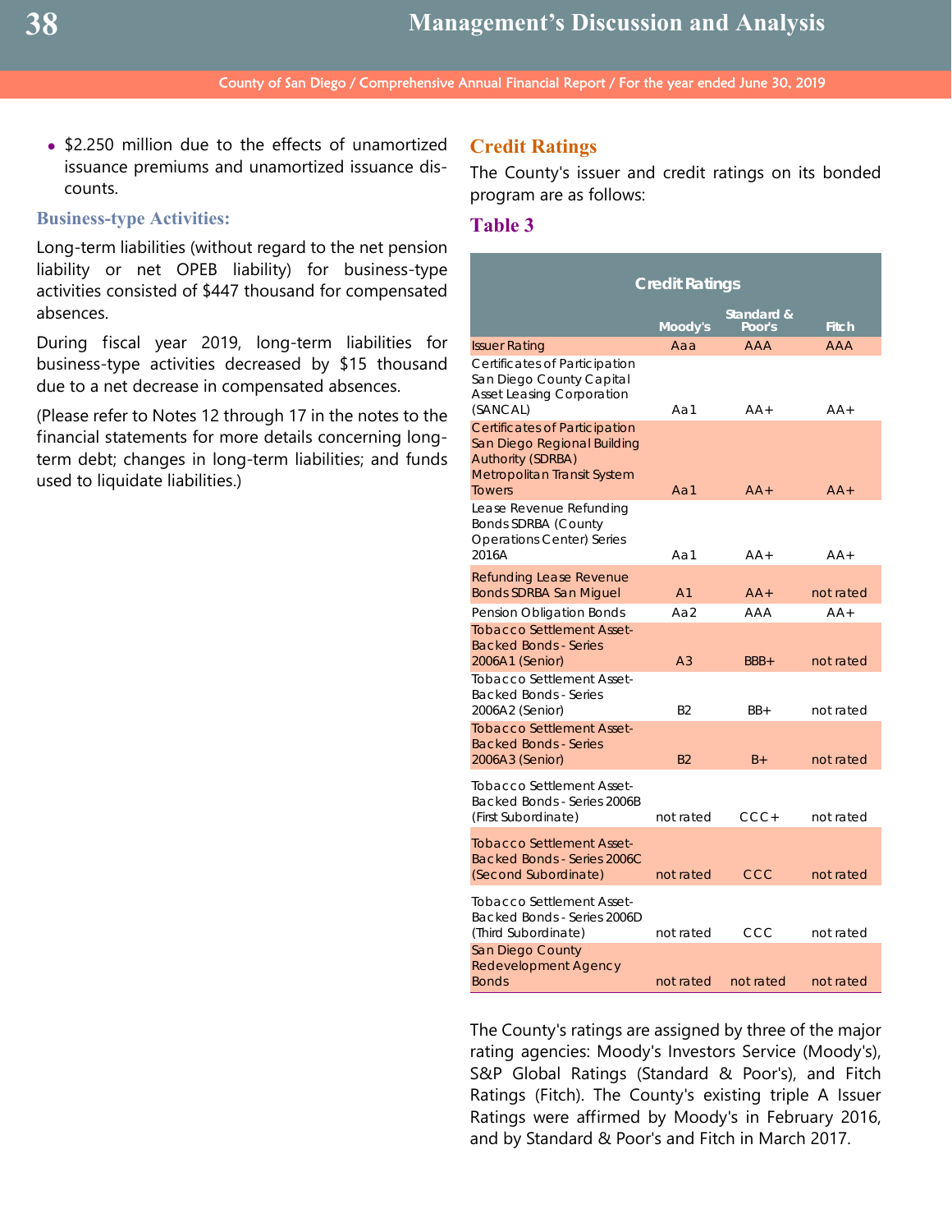- $2.250 million due to the effects of unamortized issuance premiums and unamortized issuance discounts.

### Business-type Activities:

Long-term liabilities (without regard to the net pension liability or net OPEB liability) for business-type activities consisted of $447 thousand for compensated absences.

During fiscal year 2019, long-term liabilities for business-type activities decreased by $15 thousand due to a net decrease in compensated absences.

(Please refer to Notes 12 through 17 in the notes to the financial statements for more details concerning long-term debt; changes in long-term liabilities; and funds used to liquidate liabilities.)

## Credit Ratings

The County's issuer and credit ratings on its bonded program are as follows:

### Table 3

| Credit Ratings | Moody's | Standard & Poor's | Fitch |
|---|---|---|---|
| Issuer Rating | Aaa | AAA | AAA |
| Certificates of Participation San Diego County Capital Asset Leasing Corporation (SANCAL) | Aa1 | AA+ | AA+ |
| Certificates of Participation San Diego Regional Building Authority (SDRBA) Metropolitan Transit System Towers | Aa1 | AA+ | AA+ |
| Lease Revenue Refunding Bonds SDRBA (County Operations Center) Series 2016A | Aa1 | AA+ | AA+ |
| Refunding Lease Revenue Bonds SDRBA San Miguel | A1 | AA+ | not rated |
| Pension Obligation Bonds | Aa2 | AAA | AA+ |
| Tobacco Settlement Asset-Backed Bonds - Series 2006A1 (Senior) | A3 | BBB+ | not rated |
| Tobacco Settlement Asset-Backed Bonds - Series 2006A2 (Senior) | B2 | BB+ | not rated |
| Tobacco Settlement Asset-Backed Bonds - Series 2006A3 (Senior) | B2 | B+ | not rated |
| Tobacco Settlement Asset-Backed Bonds - Series 2006B (First Subordinate) | not rated | CCC+ | not rated |
| Tobacco Settlement Asset-Backed Bonds - Series 2006C (Second Subordinate) | not rated | CCC | not rated |
| Tobacco Settlement Asset-Backed Bonds - Series 2006D (Third Subordinate) | not rated | CCC | not rated |
| San Diego County Redevelopment Agency Bonds | not rated | not rated | not rated |

The County's ratings are assigned by three of the major rating agencies: Moody's Investors Service (Moody's), S&P Global Ratings (Standard & Poor's), and Fitch Ratings (Fitch). The County's existing triple A Issuer Ratings were affirmed by Moody's in February 2016, and by Standard & Poor's and Fitch in March 2017.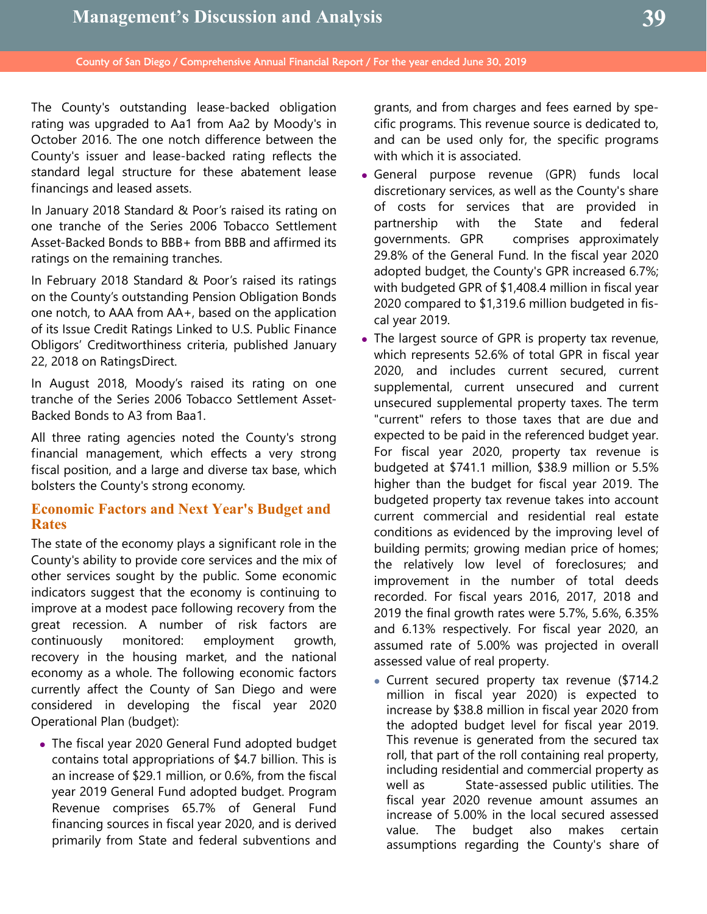The County's outstanding lease-backed obligation rating was upgraded to Aa1 from Aa2 by Moody's in October 2016. The one notch difference between the County's issuer and lease-backed rating reflects the standard legal structure for these abatement lease financings and leased assets.

In January 2018 Standard & Poor's raised its rating on one tranche of the Series 2006 Tobacco Settlement Asset-Backed Bonds to BBB+ from BBB and affirmed its ratings on the remaining tranches.

In February 2018 Standard & Poor's raised its ratings on the County's outstanding Pension Obligation Bonds one notch, to AAA from AA+, based on the application of its Issue Credit Ratings Linked to U.S. Public Finance Obligors' Creditworthiness criteria, published January 22, 2018 on RatingsDirect.

In August 2018, Moody's raised its rating on one tranche of the Series 2006 Tobacco Settlement Asset-Backed Bonds to A3 from Baa1.

All three rating agencies noted the County's strong financial management, which effects a very strong fiscal position, and a large and diverse tax base, which bolsters the County's strong economy.

## Economic Factors and Next Year's Budget and Rates

The state of the economy plays a significant role in the County's ability to provide core services and the mix of other services sought by the public. Some economic indicators suggest that the economy is continuing to improve at a modest pace following recovery from the great recession. A number of risk factors are continuously monitored: employment growth, recovery in the housing market, and the national economy as a whole. The following economic factors currently affect the County of San Diego and were considered in developing the fiscal year 2020 Operational Plan (budget):

- The fiscal year 2020 General Fund adopted budget contains total appropriations of $4.7 billion. This is an increase of $29.1 million, or 0.6%, from the fiscal year 2019 General Fund adopted budget. Program Revenue comprises 65.7% of General Fund financing sources in fiscal year 2020, and is derived primarily from State and federal subventions and grants, and from charges and fees earned by specific programs. This revenue source is dedicated to, and can be used only for, the specific programs with which it is associated.
- General purpose revenue (GPR) funds local discretionary services, as well as the County's share of costs for services that are provided in partnership with the State and federal governments. GPR comprises approximately 29.8% of the General Fund. In the fiscal year 2020 adopted budget, the County's GPR increased 6.7%; with budgeted GPR of $1,408.4 million in fiscal year 2020 compared to $1,319.6 million budgeted in fiscal year 2019.
- The largest source of GPR is property tax revenue, which represents 52.6% of total GPR in fiscal year 2020, and includes current secured, current supplemental, current unsecured and current unsecured supplemental property taxes. The term "current" refers to those taxes that are due and expected to be paid in the referenced budget year. For fiscal year 2020, property tax revenue is budgeted at $741.1 million, $38.9 million or 5.5% higher than the budget for fiscal year 2019. The budgeted property tax revenue takes into account current commercial and residential real estate conditions as evidenced by the improving level of building permits; growing median price of homes; the relatively low level of foreclosures; and improvement in the number of total deeds recorded. For fiscal years 2016, 2017, 2018 and 2019 the final growth rates were 5.7%, 5.6%, 6.35% and 6.13% respectively. For fiscal year 2020, an assumed rate of 5.00% was projected in overall assessed value of real property.
  - Current secured property tax revenue ($714.2 million in fiscal year 2020) is expected to increase by $38.8 million in fiscal year 2020 from the adopted budget level for fiscal year 2019. This revenue is generated from the secured tax roll, that part of the roll containing real property, including residential and commercial property as well as State-assessed public utilities. The fiscal year 2020 revenue amount assumes an increase of 5.00% in the local secured assessed value. The budget also makes certain assumptions regarding the County's share of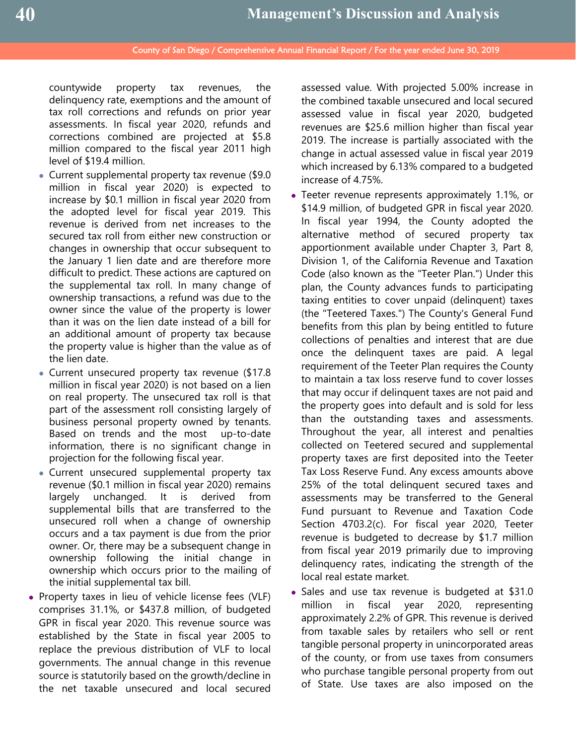countywide property tax revenues, the delinquency rate, exemptions and the amount of tax roll corrections and refunds on prior year assessments. In fiscal year 2020, refunds and corrections combined are projected at $5.8 million compared to the fiscal year 2011 high level of $19.4 million.

  - Current supplemental property tax revenue ($9.0 million in fiscal year 2020) is expected to increase by $0.1 million in fiscal year 2020 from the adopted level for fiscal year 2019. This revenue is derived from net increases to the secured tax roll from either new construction or changes in ownership that occur subsequent to the January 1 lien date and are therefore more difficult to predict. These actions are captured on the supplemental tax roll. In many change of ownership transactions, a refund was due to the owner since the value of the property is lower than it was on the lien date instead of a bill for an additional amount of property tax because the property value is higher than the value as of the lien date.
  - Current unsecured property tax revenue ($17.8 million in fiscal year 2020) is not based on a lien on real property. The unsecured tax roll is that part of the assessment roll consisting largely of business personal property owned by tenants. Based on trends and the most up-to-date information, there is no significant change in projection for the following fiscal year.
  - Current unsecured supplemental property tax revenue ($0.1 million in fiscal year 2020) remains largely unchanged. It is derived from supplemental bills that are transferred to the unsecured roll when a change of ownership occurs and a tax payment is due from the prior owner. Or, there may be a subsequent change in ownership following the initial change in ownership which occurs prior to the mailing of the initial supplemental tax bill.
- Property taxes in lieu of vehicle license fees (VLF) comprises 31.1%, or $437.8 million, of budgeted GPR in fiscal year 2020. This revenue source was established by the State in fiscal year 2005 to replace the previous distribution of VLF to local governments. The annual change in this revenue source is statutorily based on the growth/decline in the net taxable unsecured and local secured assessed value. With projected 5.00% increase in the combined taxable unsecured and local secured assessed value in fiscal year 2020, budgeted revenues are $25.6 million higher than fiscal year 2019. The increase is partially associated with the change in actual assessed value in fiscal year 2019 which increased by 6.13% compared to a budgeted increase of 4.75%.
- Teeter revenue represents approximately 1.1%, or $14.9 million, of budgeted GPR in fiscal year 2020. In fiscal year 1994, the County adopted the alternative method of secured property tax apportionment available under Chapter 3, Part 8, Division 1, of the California Revenue and Taxation Code (also known as the "Teeter Plan.") Under this plan, the County advances funds to participating taxing entities to cover unpaid (delinquent) taxes (the "Teetered Taxes.") The County's General Fund benefits from this plan by being entitled to future collections of penalties and interest that are due once the delinquent taxes are paid. A legal requirement of the Teeter Plan requires the County to maintain a tax loss reserve fund to cover losses that may occur if delinquent taxes are not paid and the property goes into default and is sold for less than the outstanding taxes and assessments. Throughout the year, all interest and penalties collected on Teetered secured and supplemental property taxes are first deposited into the Teeter Tax Loss Reserve Fund. Any excess amounts above 25% of the total delinquent secured taxes and assessments may be transferred to the General Fund pursuant to Revenue and Taxation Code Section 4703.2(c). For fiscal year 2020, Teeter revenue is budgeted to decrease by $1.7 million from fiscal year 2019 primarily due to improving delinquency rates, indicating the strength of the local real estate market.
- Sales and use tax revenue is budgeted at $31.0 million in fiscal year 2020, representing approximately 2.2% of GPR. This revenue is derived from taxable sales by retailers who sell or rent tangible personal property in unincorporated areas of the county, or from use taxes from consumers who purchase tangible personal property from out of State. Use taxes are also imposed on the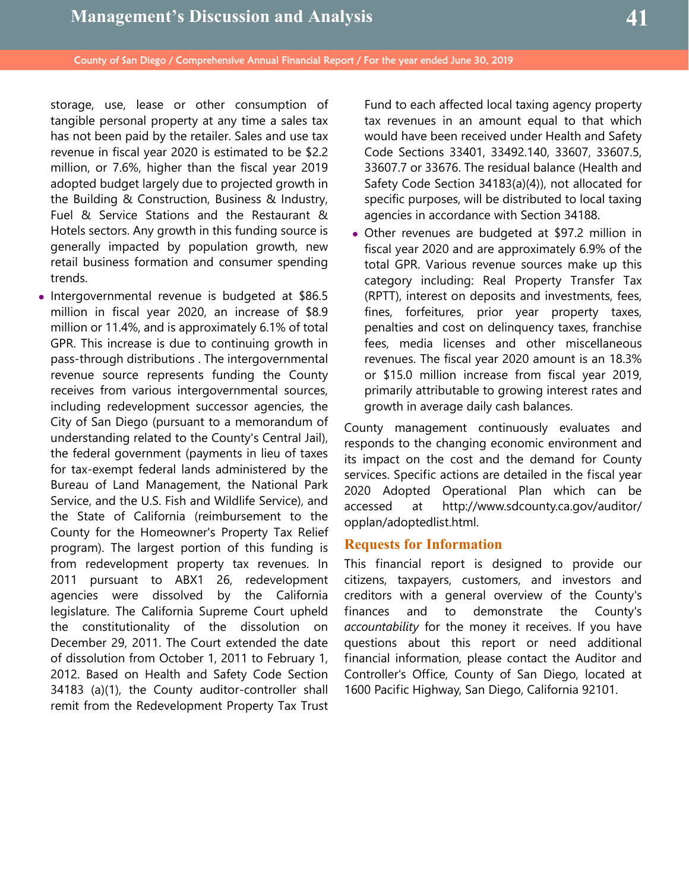storage, use, lease or other consumption of tangible personal property at any time a sales tax has not been paid by the retailer. Sales and use tax revenue in fiscal year 2020 is estimated to be $2.2 million, or 7.6%, higher than the fiscal year 2019 adopted budget largely due to projected growth in the Building & Construction, Business & Industry, Fuel & Service Stations and the Restaurant & Hotels sectors. Any growth in this funding source is generally impacted by population growth, new retail business formation and consumer spending trends.

- Intergovernmental revenue is budgeted at $86.5 million in fiscal year 2020, an increase of $8.9 million or 11.4%, and is approximately 6.1% of total GPR. This increase is due to continuing growth in pass-through distributions . The intergovernmental revenue source represents funding the County receives from various intergovernmental sources, including redevelopment successor agencies, the City of San Diego (pursuant to a memorandum of understanding related to the County's Central Jail), the federal government (payments in lieu of taxes for tax-exempt federal lands administered by the Bureau of Land Management, the National Park Service, and the U.S. Fish and Wildlife Service), and the State of California (reimbursement to the County for the Homeowner's Property Tax Relief program). The largest portion of this funding is from redevelopment property tax revenues. In 2011 pursuant to ABX1 26, redevelopment agencies were dissolved by the California legislature. The California Supreme Court upheld the constitutionality of the dissolution on December 29, 2011. The Court extended the date of dissolution from October 1, 2011 to February 1, 2012. Based on Health and Safety Code Section 34183 (a)(1), the County auditor-controller shall remit from the Redevelopment Property Tax Trust Fund to each affected local taxing agency property tax revenues in an amount equal to that which would have been received under Health and Safety Code Sections 33401, 33492.140, 33607, 33607.5, 33607.7 or 33676. The residual balance (Health and Safety Code Section 34183(a)(4)), not allocated for specific purposes, will be distributed to local taxing agencies in accordance with Section 34188.
- Other revenues are budgeted at $97.2 million in fiscal year 2020 and are approximately 6.9% of the total GPR. Various revenue sources make up this category including: Real Property Transfer Tax (RPTT), interest on deposits and investments, fees, fines, forfeitures, prior year property taxes, penalties and cost on delinquency taxes, franchise fees, media licenses and other miscellaneous revenues. The fiscal year 2020 amount is an 18.3% or $15.0 million increase from fiscal year 2019, primarily attributable to growing interest rates and growth in average daily cash balances.

County management continuously evaluates and responds to the changing economic environment and its impact on the cost and the demand for County services. Specific actions are detailed in the fiscal year 2020 Adopted Operational Plan which can be accessed at http://www.sdcounty.ca.gov/auditor/opplan/adoptedlist.html.

## Requests for Information

This financial report is designed to provide our citizens, taxpayers, customers, and investors and creditors with a general overview of the County's finances and to demonstrate the County's *accountability* for the money it receives. If you have questions about this report or need additional financial information, please contact the Auditor and Controller's Office, County of San Diego, located at 1600 Pacific Highway, San Diego, California 92101.